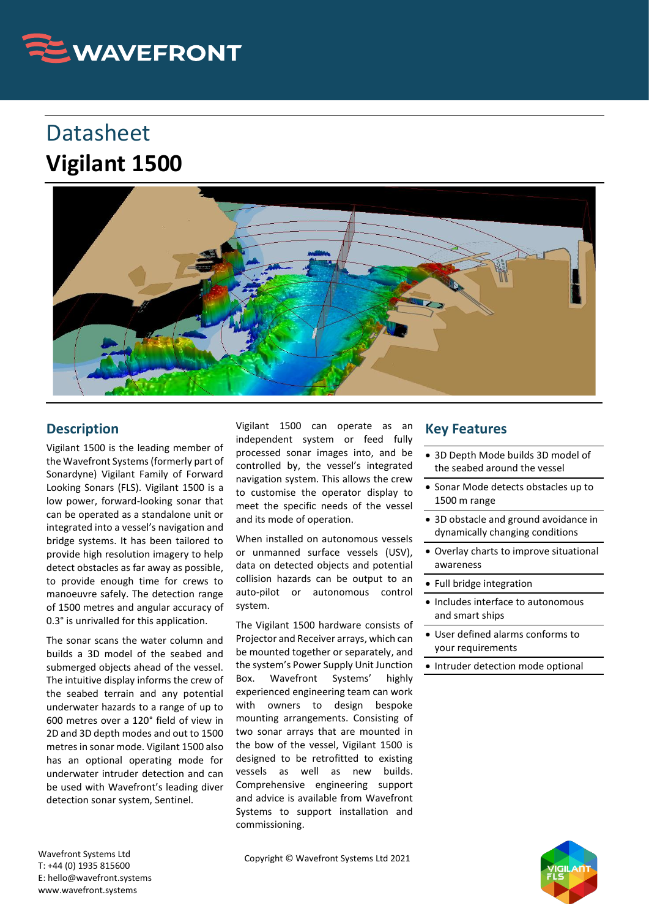# Datasheet

# Vigilant 1500

## Description

Vigilant 1500 is the leading member of the Wavefront Systems (formerly part of Sonardyne) Vigilant Family of Forward Looking Sonars (FLS). Vigilant 1500 is a low power, forward-looking sonar that can be operated as a standalone unit or integrated into a vessel's navigation and bridge systems. It has been tailored to provide high resolution imagery to help detect obstacles as far away as possible, to provide enough time for crews to manoeuvre safely. The detection range of 1500 metres and angular accuracy of 0.3° is unrivalled for this application.

The sonar scans the water column and builds a 3D model of the seabed and submerged objects ahead of the vessel. The intuitive display informs the crew of the seabed terrain and any potential underwater hazards to a range of up to 600 metres over a 120° field of view in 2D and 3D depth modes and out to 1500 metres in sonar mode. Vigilant 1500 also has an optional operating mode for underwater intruder detection and can be used with Wavefront's leading diver detection sonar system, Sentinel.

Vigilant 1500 can operate as an independent system or feed fully processed sonar images into, and be controlled by, the vessel's integrated navigation system. This allows the crew to customise the operator display to meet the specific needs of the vessel and its mode of operation.

When installed on autonomous vessels or unmanned surface vessels (USV), data on detected objects and potential collision hazards can be output to an auto-pilot or autonomous control system.

The Vigilant 1500 hardware consists of Projector and Receiver arrays, which can be mounted together or separately, and the system's Power Supply Unit Junction Box. Wavefront Systems' highly experienced engineering team can work with owners to design bespoke mounting arrangements. Consisting of two sonar arrays that are mounted in the bow of the vessel, Vigilant 1500 is designed to be retrofitted to existing vessels as well as new builds. Comprehensive engineering support and advice is available from Wavefront Systems to support installation and commissioning.

## Key Features

- 3D Depth Mode builds 3D model of the seabed around the vessel
- Sonar Mode detects obstacles up to 1500 m range
- 3D obstacle and ground avoidance in dynamically changing conditions
- Overlay charts to improve situational awareness
- Full bridge integration
- Includes interface to autonomous and smart ships
- User defined alarms conforms to your requirements
- Intruder detection mode optional

Wavefront Systems Ltd
T: +44 (0) 1935 815600
E: hello@wavefront.systems
www.wavefront.systems

Copyright © Wavefront Systems Ltd 2021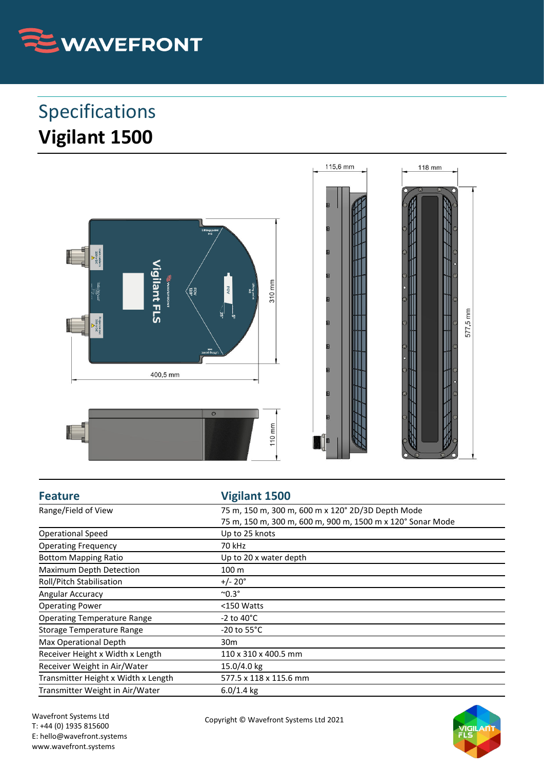# Specifications

## Vigilant 1500

115,6 mm

118 mm

310 mm

577,5 mm

400,5 mm

110 mm

| Feature | Vigilant 1500 |
|---|---|
| Range/Field of View | 75 m, 150 m, 300 m, 600 m x 120° 2D/3D Depth Mode<br>75 m, 150 m, 300 m, 600 m, 900 m, 1500 m x 120° Sonar Mode |
| Operational Speed | Up to 25 knots |
| Operating Frequency | 70 kHz |
| Bottom Mapping Ratio | Up to 20 x water depth |
| Maximum Depth Detection | 100 m |
| Roll/Pitch Stabilisation | +/- 20° |
| Angular Accuracy | ~0.3° |
| Operating Power | <150 Watts |
| Operating Temperature Range | -2 to 40°C |
| Storage Temperature Range | -20 to 55°C |
| Max Operational Depth | 30m |
| Receiver Height x Width x Length | 110 x 310 x 400.5 mm |
| Receiver Weight in Air/Water | 15.0/4.0 kg |
| Transmitter Height x Width x Length | 577.5 x 118 x 115.6 mm |
| Transmitter Weight in Air/Water | 6.0/1.4 kg |

Wavefront Systems Ltd
T: +44 (0) 1935 815600
E: hello@wavefront.systems
www.wavefront.systems

Copyright © Wavefront Systems Ltd 2021